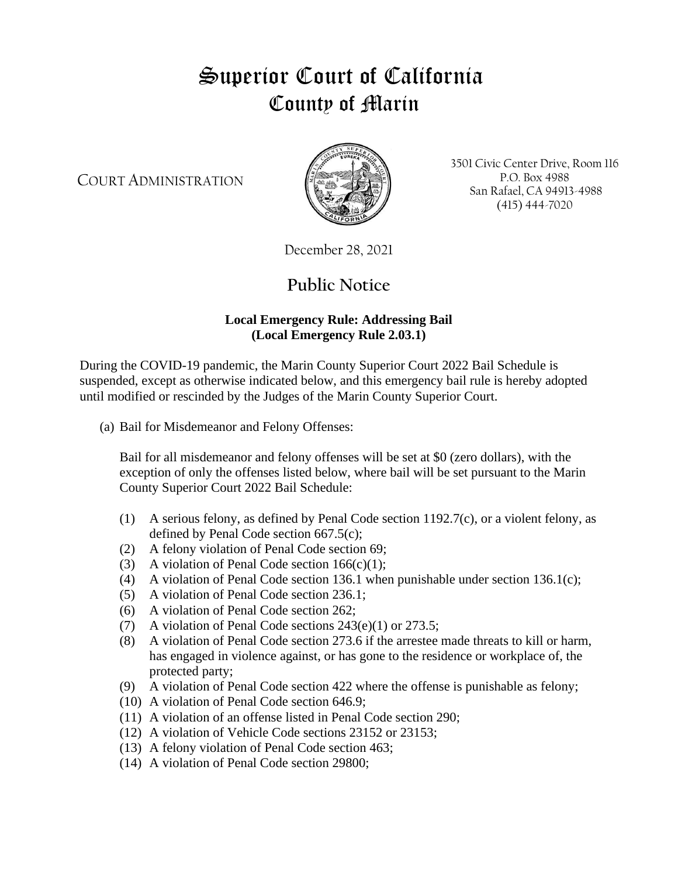# Superior Court of California
# County of Marin

COURT ADMINISTRATION

3501 Civic Center Drive, Room 116
P.O. Box 4988
San Rafael, CA 94913-4988
(415) 444-7020

December 28, 2021

## Public Notice

**Local Emergency Rule: Addressing Bail**
**(Local Emergency Rule 2.03.1)**

During the COVID-19 pandemic, the Marin County Superior Court 2022 Bail Schedule is suspended, except as otherwise indicated below, and this emergency bail rule is hereby adopted until modified or rescinded by the Judges of the Marin County Superior Court.

(a) Bail for Misdemeanor and Felony Offenses:

Bail for all misdemeanor and felony offenses will be set at $0 (zero dollars), with the exception of only the offenses listed below, where bail will be set pursuant to the Marin County Superior Court 2022 Bail Schedule:

(1) A serious felony, as defined by Penal Code section 1192.7(c), or a violent felony, as defined by Penal Code section 667.5(c);
(2) A felony violation of Penal Code section 69;
(3) A violation of Penal Code section 166(c)(1);
(4) A violation of Penal Code section 136.1 when punishable under section 136.1(c);
(5) A violation of Penal Code section 236.1;
(6) A violation of Penal Code section 262;
(7) A violation of Penal Code sections 243(e)(1) or 273.5;
(8) A violation of Penal Code section 273.6 if the arrestee made threats to kill or harm, has engaged in violence against, or has gone to the residence or workplace of, the protected party;
(9) A violation of Penal Code section 422 where the offense is punishable as felony;
(10) A violation of Penal Code section 646.9;
(11) A violation of an offense listed in Penal Code section 290;
(12) A violation of Vehicle Code sections 23152 or 23153;
(13) A felony violation of Penal Code section 463;
(14) A violation of Penal Code section 29800;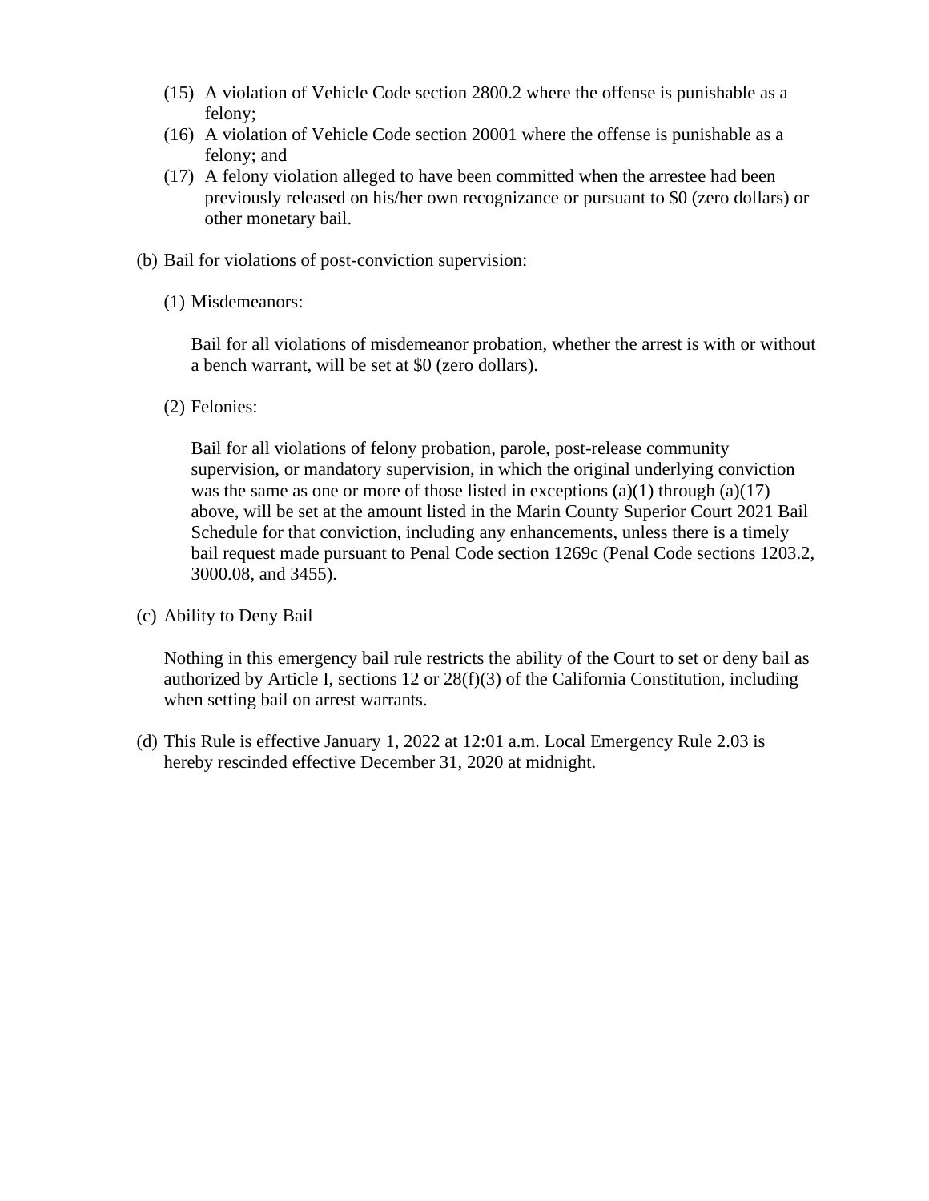(15) A violation of Vehicle Code section 2800.2 where the offense is punishable as a felony;

(16) A violation of Vehicle Code section 20001 where the offense is punishable as a felony; and

(17) A felony violation alleged to have been committed when the arrestee had been previously released on his/her own recognizance or pursuant to $0 (zero dollars) or other monetary bail.

(b) Bail for violations of post-conviction supervision:

(1) Misdemeanors:

Bail for all violations of misdemeanor probation, whether the arrest is with or without a bench warrant, will be set at $0 (zero dollars).

(2) Felonies:

Bail for all violations of felony probation, parole, post-release community supervision, or mandatory supervision, in which the original underlying conviction was the same as one or more of those listed in exceptions (a)(1) through (a)(17) above, will be set at the amount listed in the Marin County Superior Court 2021 Bail Schedule for that conviction, including any enhancements, unless there is a timely bail request made pursuant to Penal Code section 1269c (Penal Code sections 1203.2, 3000.08, and 3455).

(c) Ability to Deny Bail

Nothing in this emergency bail rule restricts the ability of the Court to set or deny bail as authorized by Article I, sections 12 or 28(f)(3) of the California Constitution, including when setting bail on arrest warrants.

(d) This Rule is effective January 1, 2022 at 12:01 a.m. Local Emergency Rule 2.03 is hereby rescinded effective December 31, 2020 at midnight.